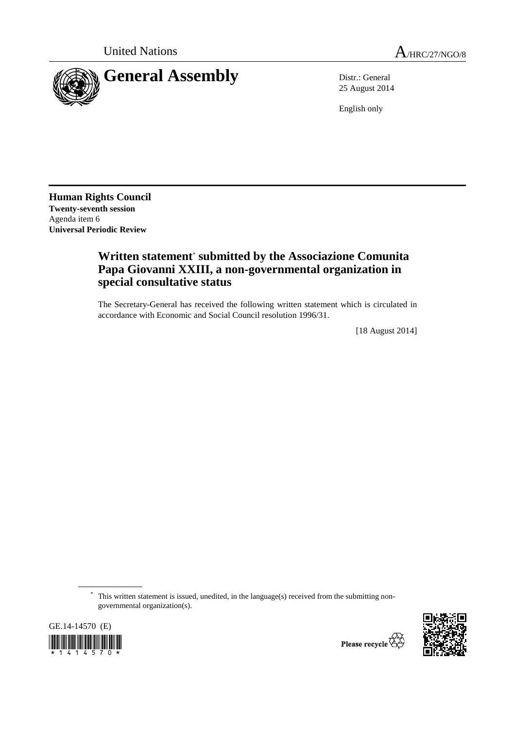United Nations

A/HRC/27/NGO/8

# General Assembly

Distr.: General
25 August 2014

English only

**Human Rights Council**
**Twenty-seventh session**
Agenda item 6
**Universal Periodic Review**

## Written statement* submitted by the Associazione Comunita Papa Giovanni XXIII, a non-governmental organization in special consultative status

The Secretary-General has received the following written statement which is circulated in accordance with Economic and Social Council resolution 1996/31.

[18 August 2014]

* This written statement is issued, unedited, in the language(s) received from the submitting non-governmental organization(s).

GE.14-14570 (E)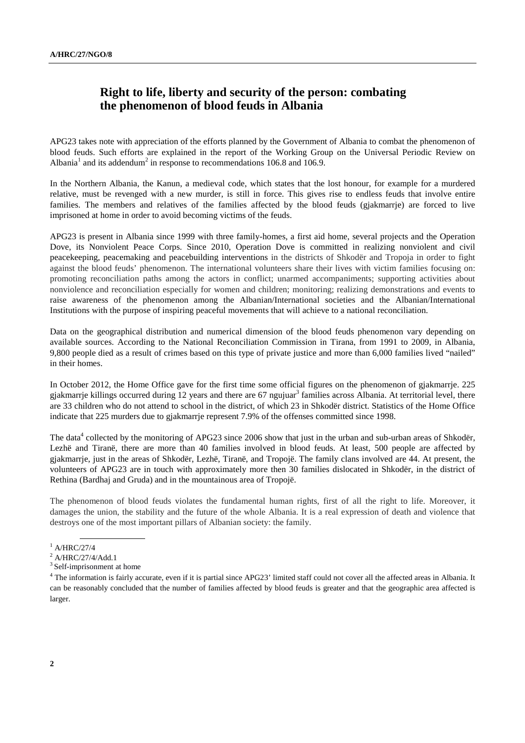## Right to life, liberty and security of the person: combating the phenomenon of blood feuds in Albania

APG23 takes note with appreciation of the efforts planned by the Government of Albania to combat the phenomenon of blood feuds. Such efforts are explained in the report of the Working Group on the Universal Periodic Review on Albania[1] and its addendum[2] in response to recommendations 106.8 and 106.9.

In the Northern Albania, the Kanun, a medieval code, which states that the lost honour, for example for a murdered relative, must be revenged with a new murder, is still in force. This gives rise to endless feuds that involve entire families. The members and relatives of the families affected by the blood feuds (gjakmarrje) are forced to live imprisoned at home in order to avoid becoming victims of the feuds.

APG23 is present in Albania since 1999 with three family-homes, a first aid home, several projects and the Operation Dove, its Nonviolent Peace Corps. Since 2010, Operation Dove is committed in realizing nonviolent and civil peacekeeping, peacemaking and peacebuilding interventions in the districts of Shkodër and Tropoja in order to fight against the blood feuds' phenomenon. The international volunteers share their lives with victim families focusing on: promoting reconciliation paths among the actors in conflict; unarmed accompaniments; supporting activities about nonviolence and reconciliation especially for women and children; monitoring; realizing demonstrations and events to raise awareness of the phenomenon among the Albanian/International societies and the Albanian/International Institutions with the purpose of inspiring peaceful movements that will achieve to a national reconciliation.

Data on the geographical distribution and numerical dimension of the blood feuds phenomenon vary depending on available sources. According to the National Reconciliation Commission in Tirana, from 1991 to 2009, in Albania, 9,800 people died as a result of crimes based on this type of private justice and more than 6,000 families lived "nailed" in their homes.

In October 2012, the Home Office gave for the first time some official figures on the phenomenon of gjakmarrje. 225 gjakmarrje killings occurred during 12 years and there are 67 ngujuar[3] families across Albania. At territorial level, there are 33 children who do not attend to school in the district, of which 23 in Shkodër district. Statistics of the Home Office indicate that 225 murders due to gjakmarrje represent 7.9% of the offenses committed since 1998.

The data[4] collected by the monitoring of APG23 since 2006 show that just in the urban and sub-urban areas of Shkodër, Lezhë and Tiranë, there are more than 40 families involved in blood feuds. At least, 500 people are affected by gjakmarrje, just in the areas of Shkodër, Lezhë, Tiranë, and Tropojë. The family clans involved are 44. At present, the volunteers of APG23 are in touch with approximately more then 30 families dislocated in Shkodër, in the district of Rethina (Bardhaj and Gruda) and in the mountainous area of Tropojë.

The phenomenon of blood feuds violates the fundamental human rights, first of all the right to life. Moreover, it damages the union, the stability and the future of the whole Albania. It is a real expression of death and violence that destroys one of the most important pillars of Albanian society: the family.

---

[1] A/HRC/27/4

[2] A/HRC/27/4/Add.1

[3] Self-imprisonment at home

[4] The information is fairly accurate, even if it is partial since APG23' limited staff could not cover all the affected areas in Albania. It can be reasonably concluded that the number of families affected by blood feuds is greater and that the geographic area affected is larger.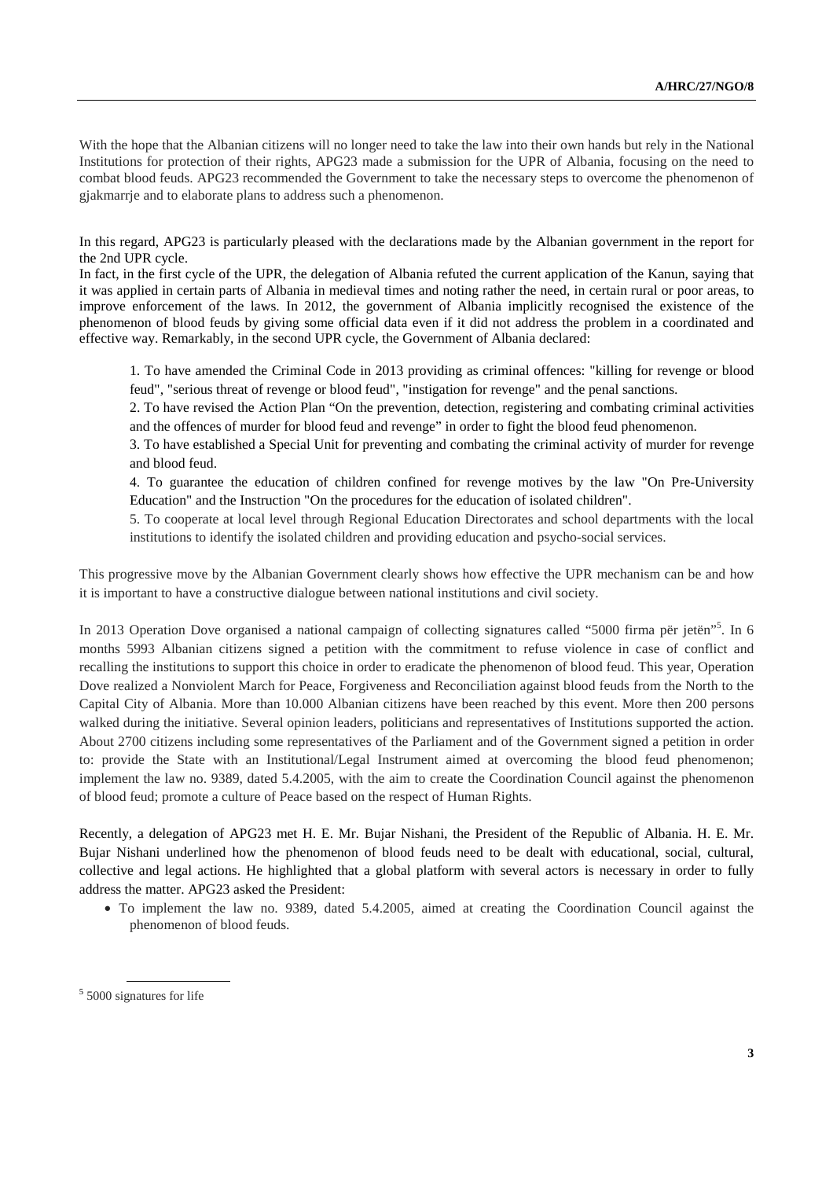With the hope that the Albanian citizens will no longer need to take the law into their own hands but rely in the National Institutions for protection of their rights, APG23 made a submission for the UPR of Albania, focusing on the need to combat blood feuds. APG23 recommended the Government to take the necessary steps to overcome the phenomenon of gjakmarrje and to elaborate plans to address such a phenomenon.

In this regard, APG23 is particularly pleased with the declarations made by the Albanian government in the report for the 2nd UPR cycle.

In fact, in the first cycle of the UPR, the delegation of Albania refuted the current application of the Kanun, saying that it was applied in certain parts of Albania in medieval times and noting rather the need, in certain rural or poor areas, to improve enforcement of the laws. In 2012, the government of Albania implicitly recognised the existence of the phenomenon of blood feuds by giving some official data even if it did not address the problem in a coordinated and effective way. Remarkably, in the second UPR cycle, the Government of Albania declared:

1. To have amended the Criminal Code in 2013 providing as criminal offences: "killing for revenge or blood feud", "serious threat of revenge or blood feud", "instigation for revenge" and the penal sanctions.
2. To have revised the Action Plan "On the prevention, detection, registering and combating criminal activities and the offences of murder for blood feud and revenge" in order to fight the blood feud phenomenon.
3. To have established a Special Unit for preventing and combating the criminal activity of murder for revenge and blood feud.
4. To guarantee the education of children confined for revenge motives by the law "On Pre-University Education" and the Instruction "On the procedures for the education of isolated children".
5. To cooperate at local level through Regional Education Directorates and school departments with the local institutions to identify the isolated children and providing education and psycho-social services.

This progressive move by the Albanian Government clearly shows how effective the UPR mechanism can be and how it is important to have a constructive dialogue between national institutions and civil society.

In 2013 Operation Dove organised a national campaign of collecting signatures called "5000 firma për jetën"[5]. In 6 months 5993 Albanian citizens signed a petition with the commitment to refuse violence in case of conflict and recalling the institutions to support this choice in order to eradicate the phenomenon of blood feud. This year, Operation Dove realized a Nonviolent March for Peace, Forgiveness and Reconciliation against blood feuds from the North to the Capital City of Albania. More than 10.000 Albanian citizens have been reached by this event. More then 200 persons walked during the initiative. Several opinion leaders, politicians and representatives of Institutions supported the action. About 2700 citizens including some representatives of the Parliament and of the Government signed a petition in order to: provide the State with an Institutional/Legal Instrument aimed at overcoming the blood feud phenomenon; implement the law no. 9389, dated 5.4.2005, with the aim to create the Coordination Council against the phenomenon of blood feud; promote a culture of Peace based on the respect of Human Rights.

Recently, a delegation of APG23 met H. E. Mr. Bujar Nishani, the President of the Republic of Albania. H. E. Mr. Bujar Nishani underlined how the phenomenon of blood feuds need to be dealt with educational, social, cultural, collective and legal actions. He highlighted that a global platform with several actors is necessary in order to fully address the matter. APG23 asked the President:

- To implement the law no. 9389, dated 5.4.2005, aimed at creating the Coordination Council against the phenomenon of blood feuds.

[5] 5000 signatures for life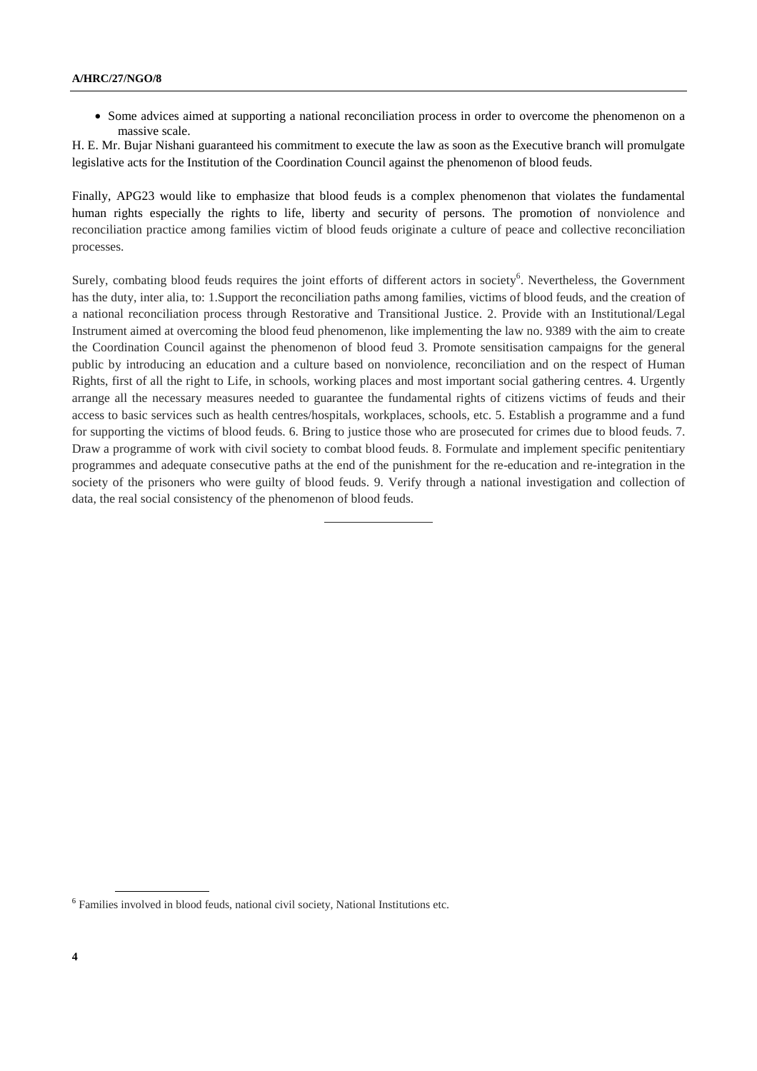- Some advices aimed at supporting a national reconciliation process in order to overcome the phenomenon on a massive scale.

H. E. Mr. Bujar Nishani guaranteed his commitment to execute the law as soon as the Executive branch will promulgate legislative acts for the Institution of the Coordination Council against the phenomenon of blood feuds.

Finally, APG23 would like to emphasize that blood feuds is a complex phenomenon that violates the fundamental human rights especially the rights to life, liberty and security of persons. The promotion of nonviolence and reconciliation practice among families victim of blood feuds originate a culture of peace and collective reconciliation processes.

Surely, combating blood feuds requires the joint efforts of different actors in society[6]. Nevertheless, the Government has the duty, inter alia, to: 1.Support the reconciliation paths among families, victims of blood feuds, and the creation of a national reconciliation process through Restorative and Transitional Justice. 2. Provide with an Institutional/Legal Instrument aimed at overcoming the blood feud phenomenon, like implementing the law no. 9389 with the aim to create the Coordination Council against the phenomenon of blood feud 3. Promote sensitisation campaigns for the general public by introducing an education and a culture based on nonviolence, reconciliation and on the respect of Human Rights, first of all the right to Life, in schools, working places and most important social gathering centres. 4. Urgently arrange all the necessary measures needed to guarantee the fundamental rights of citizens victims of feuds and their access to basic services such as health centres/hospitals, workplaces, schools, etc. 5. Establish a programme and a fund for supporting the victims of blood feuds. 6. Bring to justice those who are prosecuted for crimes due to blood feuds. 7. Draw a programme of work with civil society to combat blood feuds. 8. Formulate and implement specific penitentiary programmes and adequate consecutive paths at the end of the punishment for the re-education and re-integration in the society of the prisoners who were guilty of blood feuds. 9. Verify through a national investigation and collection of data, the real social consistency of the phenomenon of blood feuds.

---

[6] Families involved in blood feuds, national civil society, National Institutions etc.